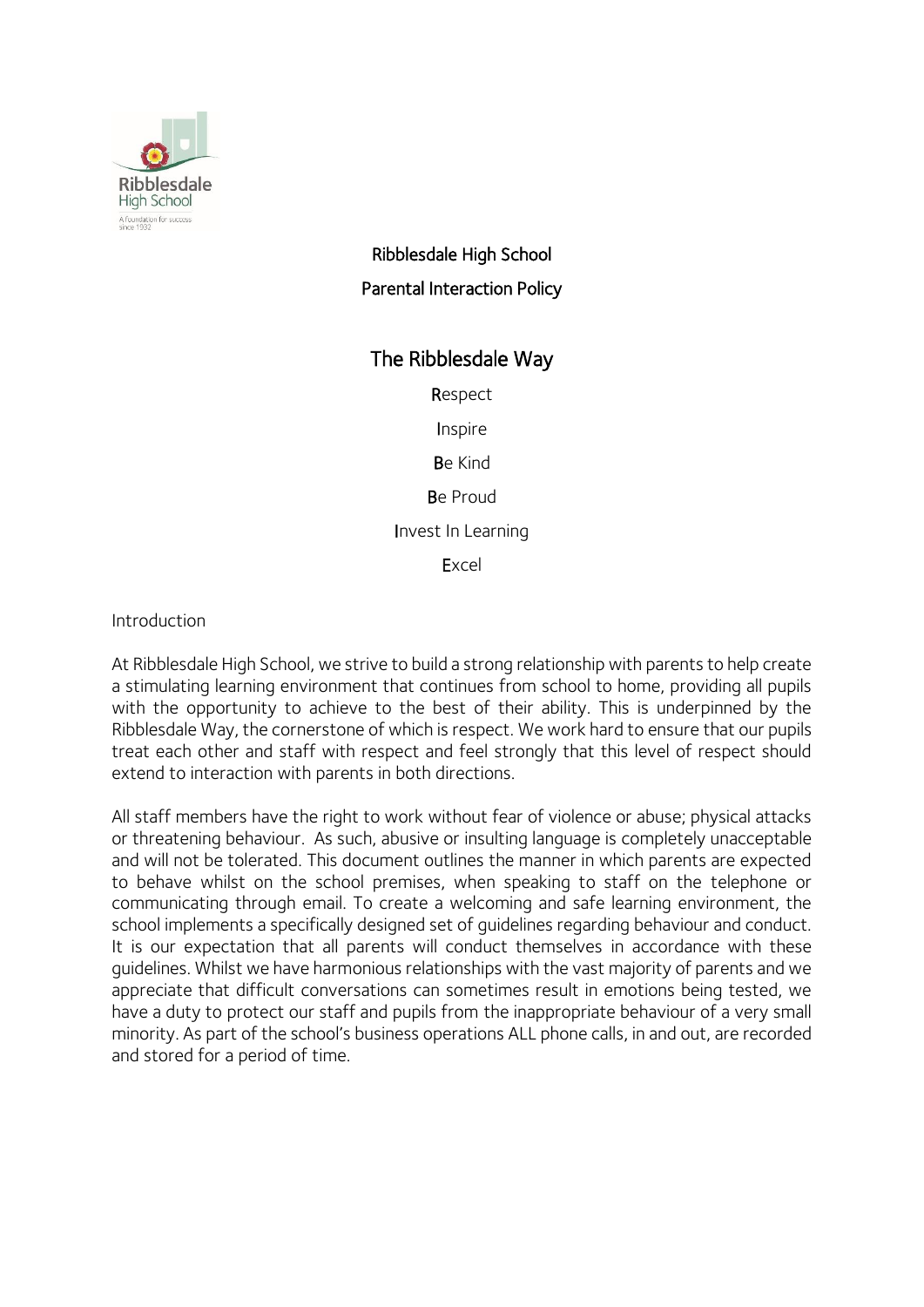# Ribblesdale High School

## Parental Interaction Policy

## The Ribblesdale Way

**R**espect

**I**nspire

**B**e Kind

**B**e Proud

**I**nvest In Learning

**E**xcel

Introduction

At Ribblesdale High School, we strive to build a strong relationship with parents to help create a stimulating learning environment that continues from school to home, providing all pupils with the opportunity to achieve to the best of their ability. This is underpinned by the Ribblesdale Way, the cornerstone of which is respect. We work hard to ensure that our pupils treat each other and staff with respect and feel strongly that this level of respect should extend to interaction with parents in both directions.

All staff members have the right to work without fear of violence or abuse; physical attacks or threatening behaviour. As such, abusive or insulting language is completely unacceptable and will not be tolerated. This document outlines the manner in which parents are expected to behave whilst on the school premises, when speaking to staff on the telephone or communicating through email. To create a welcoming and safe learning environment, the school implements a specifically designed set of guidelines regarding behaviour and conduct. It is our expectation that all parents will conduct themselves in accordance with these guidelines. Whilst we have harmonious relationships with the vast majority of parents and we appreciate that difficult conversations can sometimes result in emotions being tested, we have a duty to protect our staff and pupils from the inappropriate behaviour of a very small minority. As part of the school's business operations ALL phone calls, in and out, are recorded and stored for a period of time.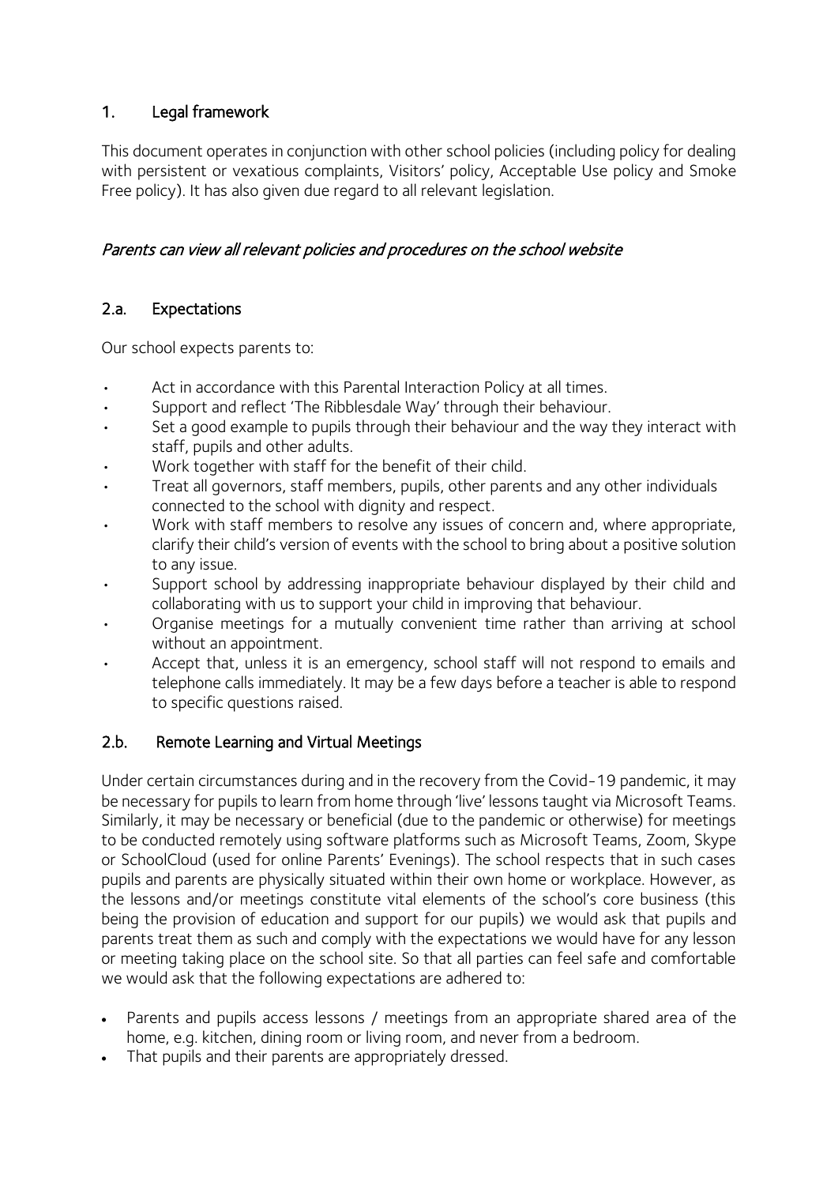## 1. Legal framework

This document operates in conjunction with other school policies (including policy for dealing with persistent or vexatious complaints, Visitors' policy, Acceptable Use policy and Smoke Free policy). It has also given due regard to all relevant legislation.

*Parents can view all relevant policies and procedures on the school website*

## 2.a. Expectations

Our school expects parents to:

- Act in accordance with this Parental Interaction Policy at all times.
- Support and reflect 'The Ribblesdale Way' through their behaviour.
- Set a good example to pupils through their behaviour and the way they interact with staff, pupils and other adults.
- Work together with staff for the benefit of their child.
- Treat all governors, staff members, pupils, other parents and any other individuals connected to the school with dignity and respect.
- Work with staff members to resolve any issues of concern and, where appropriate, clarify their child's version of events with the school to bring about a positive solution to any issue.
- Support school by addressing inappropriate behaviour displayed by their child and collaborating with us to support your child in improving that behaviour.
- Organise meetings for a mutually convenient time rather than arriving at school without an appointment.
- Accept that, unless it is an emergency, school staff will not respond to emails and telephone calls immediately. It may be a few days before a teacher is able to respond to specific questions raised.

## 2.b. Remote Learning and Virtual Meetings

Under certain circumstances during and in the recovery from the Covid-19 pandemic, it may be necessary for pupils to learn from home through 'live' lessons taught via Microsoft Teams. Similarly, it may be necessary or beneficial (due to the pandemic or otherwise) for meetings to be conducted remotely using software platforms such as Microsoft Teams, Zoom, Skype or SchoolCloud (used for online Parents' Evenings). The school respects that in such cases pupils and parents are physically situated within their own home or workplace. However, as the lessons and/or meetings constitute vital elements of the school's core business (this being the provision of education and support for our pupils) we would ask that pupils and parents treat them as such and comply with the expectations we would have for any lesson or meeting taking place on the school site. So that all parties can feel safe and comfortable we would ask that the following expectations are adhered to:

- Parents and pupils access lessons / meetings from an appropriate shared area of the home, e.g. kitchen, dining room or living room, and never from a bedroom.
- That pupils and their parents are appropriately dressed.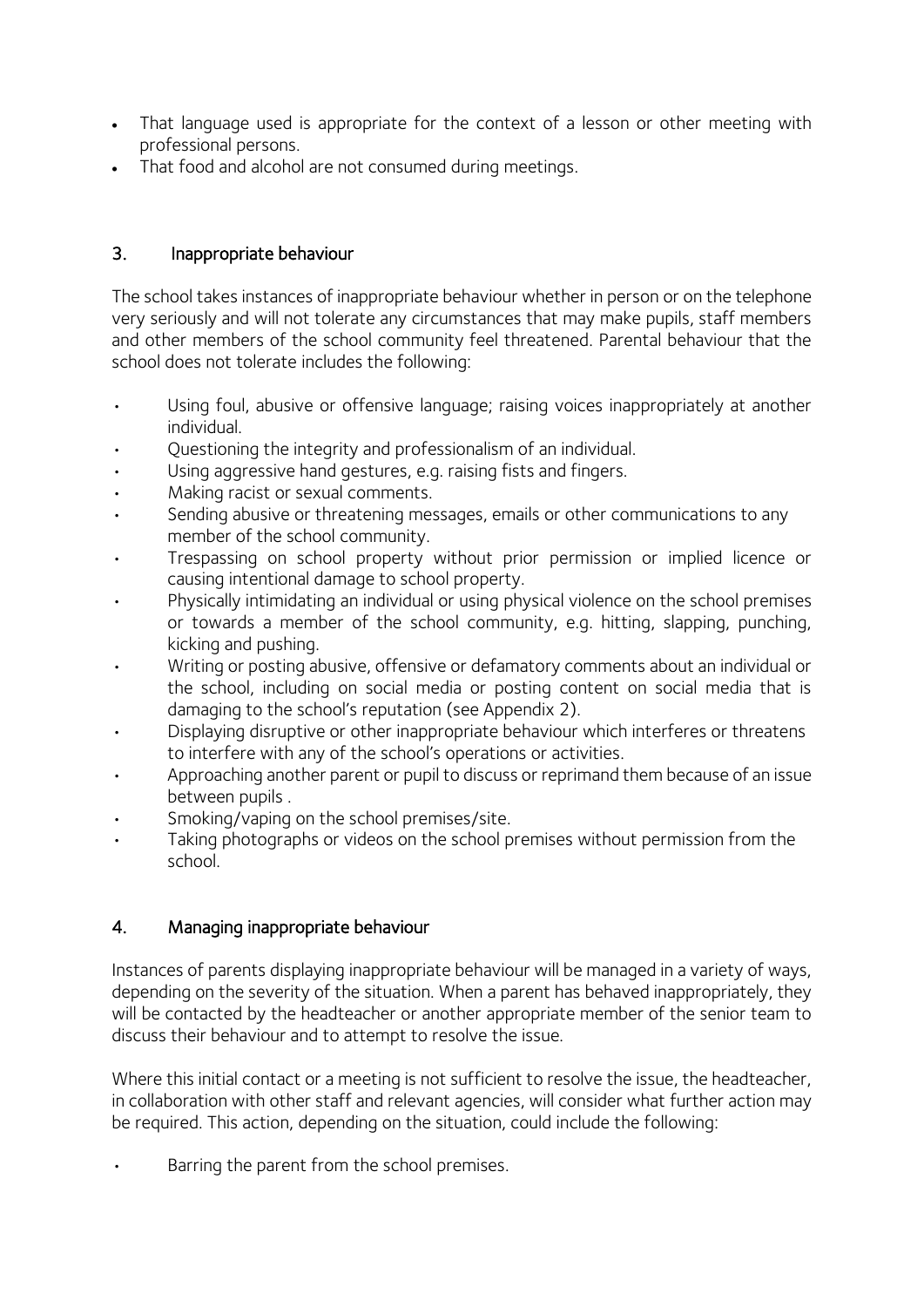- That language used is appropriate for the context of a lesson or other meeting with professional persons.
- That food and alcohol are not consumed during meetings.

## 3. Inappropriate behaviour

The school takes instances of inappropriate behaviour whether in person or on the telephone very seriously and will not tolerate any circumstances that may make pupils, staff members and other members of the school community feel threatened. Parental behaviour that the school does not tolerate includes the following:

- Using foul, abusive or offensive language; raising voices inappropriately at another individual.
- Questioning the integrity and professionalism of an individual.
- Using aggressive hand gestures, e.g. raising fists and fingers.
- Making racist or sexual comments.
- Sending abusive or threatening messages, emails or other communications to any member of the school community.
- Trespassing on school property without prior permission or implied licence or causing intentional damage to school property.
- Physically intimidating an individual or using physical violence on the school premises or towards a member of the school community, e.g. hitting, slapping, punching, kicking and pushing.
- Writing or posting abusive, offensive or defamatory comments about an individual or the school, including on social media or posting content on social media that is damaging to the school's reputation (see Appendix 2).
- Displaying disruptive or other inappropriate behaviour which interferes or threatens to interfere with any of the school's operations or activities.
- Approaching another parent or pupil to discuss or reprimand them because of an issue between pupils .
- Smoking/vaping on the school premises/site.
- Taking photographs or videos on the school premises without permission from the school.

## 4. Managing inappropriate behaviour

Instances of parents displaying inappropriate behaviour will be managed in a variety of ways, depending on the severity of the situation. When a parent has behaved inappropriately, they will be contacted by the headteacher or another appropriate member of the senior team to discuss their behaviour and to attempt to resolve the issue.

Where this initial contact or a meeting is not sufficient to resolve the issue, the headteacher, in collaboration with other staff and relevant agencies, will consider what further action may be required. This action, depending on the situation, could include the following:

- Barring the parent from the school premises.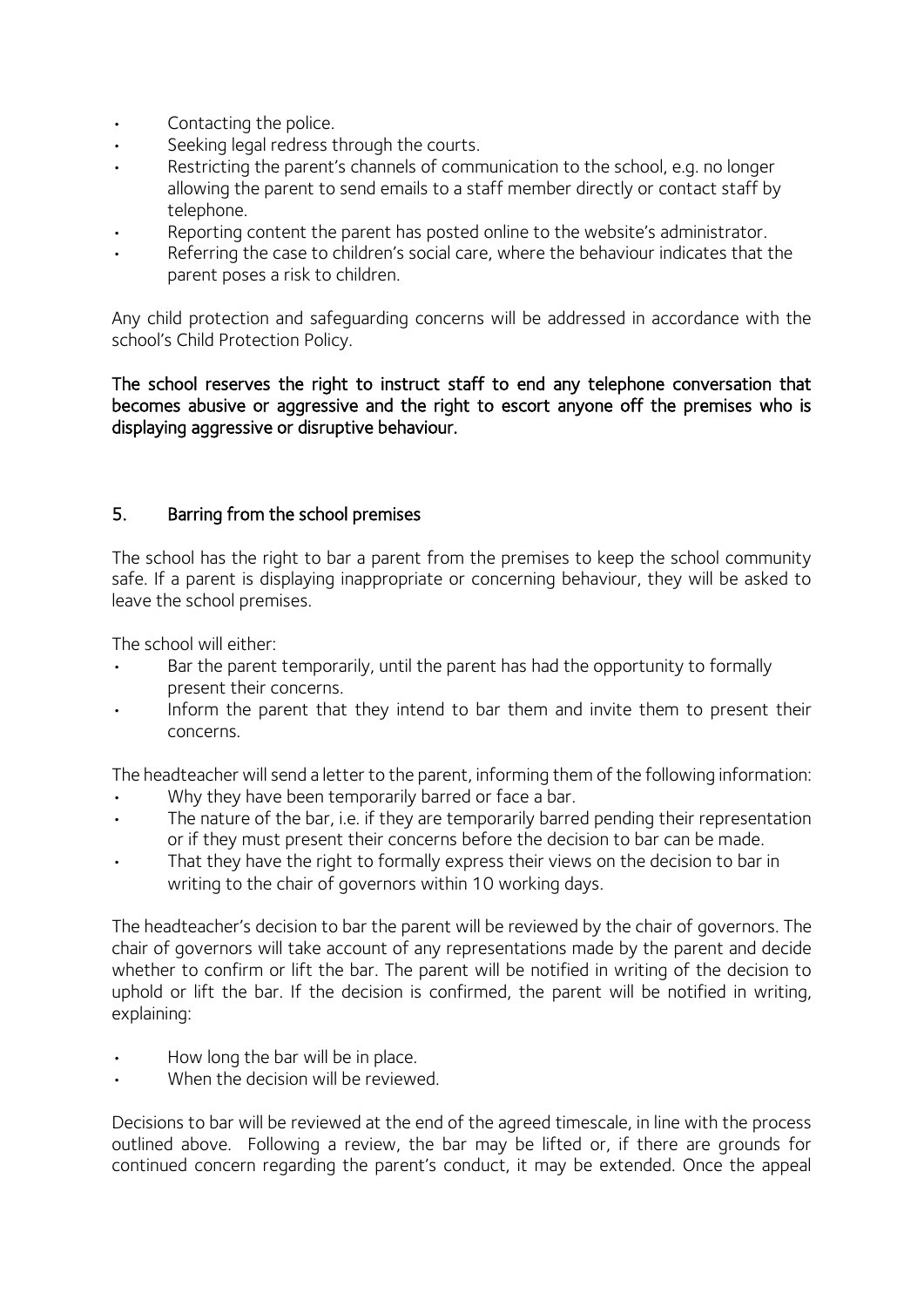- Contacting the police.
- Seeking legal redress through the courts.
- Restricting the parent's channels of communication to the school, e.g. no longer allowing the parent to send emails to a staff member directly or contact staff by telephone.
- Reporting content the parent has posted online to the website's administrator.
- Referring the case to children's social care, where the behaviour indicates that the parent poses a risk to children.

Any child protection and safeguarding concerns will be addressed in accordance with the school's Child Protection Policy.

**The school reserves the right to instruct staff to end any telephone conversation that becomes abusive or aggressive and the right to escort anyone off the premises who is displaying aggressive or disruptive behaviour.**

## 5. Barring from the school premises

The school has the right to bar a parent from the premises to keep the school community safe. If a parent is displaying inappropriate or concerning behaviour, they will be asked to leave the school premises.

The school will either:

- Bar the parent temporarily, until the parent has had the opportunity to formally present their concerns.
- Inform the parent that they intend to bar them and invite them to present their concerns.

The headteacher will send a letter to the parent, informing them of the following information:

- Why they have been temporarily barred or face a bar.
- The nature of the bar, i.e. if they are temporarily barred pending their representation or if they must present their concerns before the decision to bar can be made.
- That they have the right to formally express their views on the decision to bar in writing to the chair of governors within 10 working days.

The headteacher's decision to bar the parent will be reviewed by the chair of governors. The chair of governors will take account of any representations made by the parent and decide whether to confirm or lift the bar. The parent will be notified in writing of the decision to uphold or lift the bar. If the decision is confirmed, the parent will be notified in writing, explaining:

- How long the bar will be in place.
- When the decision will be reviewed.

Decisions to bar will be reviewed at the end of the agreed timescale, in line with the process outlined above. Following a review, the bar may be lifted or, if there are grounds for continued concern regarding the parent's conduct, it may be extended. Once the appeal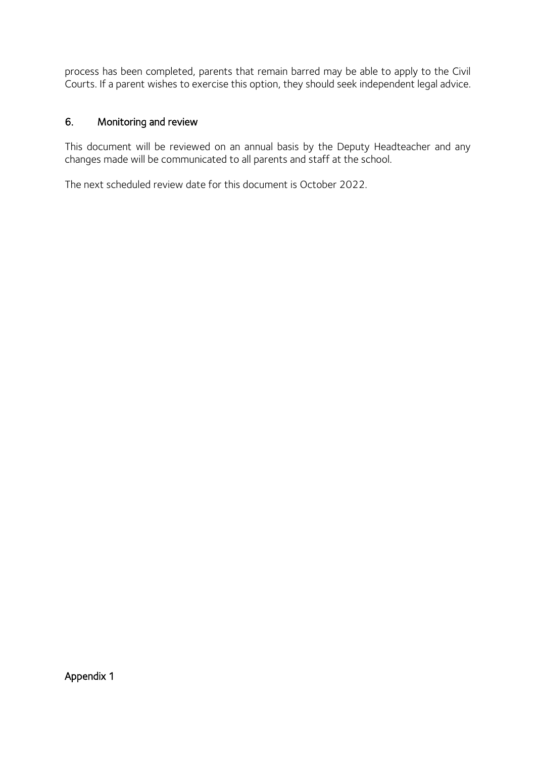process has been completed, parents that remain barred may be able to apply to the Civil Courts. If a parent wishes to exercise this option, they should seek independent legal advice.

## 6. Monitoring and review

This document will be reviewed on an annual basis by the Deputy Headteacher and any changes made will be communicated to all parents and staff at the school.

The next scheduled review date for this document is October 2022.

## Appendix 1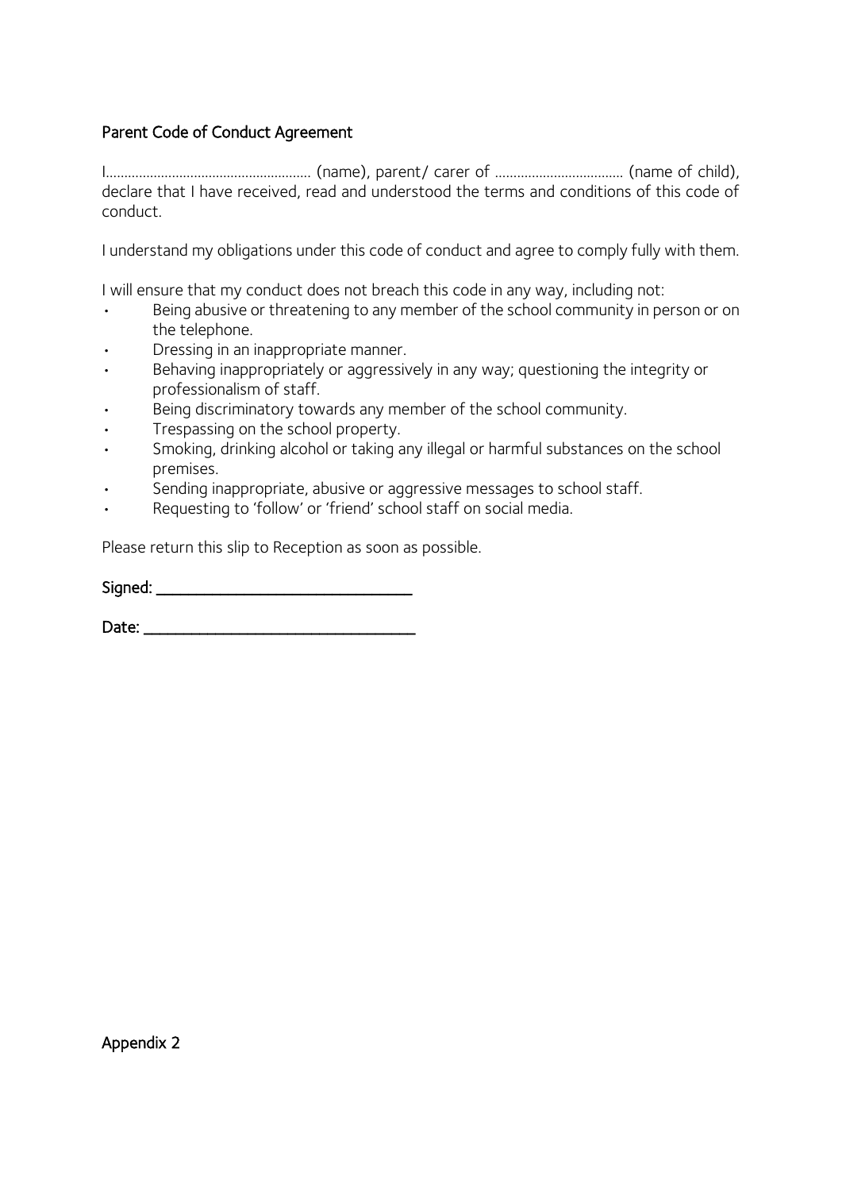## Parent Code of Conduct Agreement

I……………………………………………… (name), parent/ carer of ……………………………… (name of child), declare that I have received, read and understood the terms and conditions of this code of conduct.

I understand my obligations under this code of conduct and agree to comply fully with them.

I will ensure that my conduct does not breach this code in any way, including not:

- Being abusive or threatening to any member of the school community in person or on the telephone.
- Dressing in an inappropriate manner.
- Behaving inappropriately or aggressively in any way; questioning the integrity or professionalism of staff.
- Being discriminatory towards any member of the school community.
- Trespassing on the school property.
- Smoking, drinking alcohol or taking any illegal or harmful substances on the school premises.
- Sending inappropriate, abusive or aggressive messages to school staff.
- Requesting to 'follow' or 'friend' school staff on social media.

Please return this slip to Reception as soon as possible.

Signed: ______________________________

Date: ________________________________

Appendix 2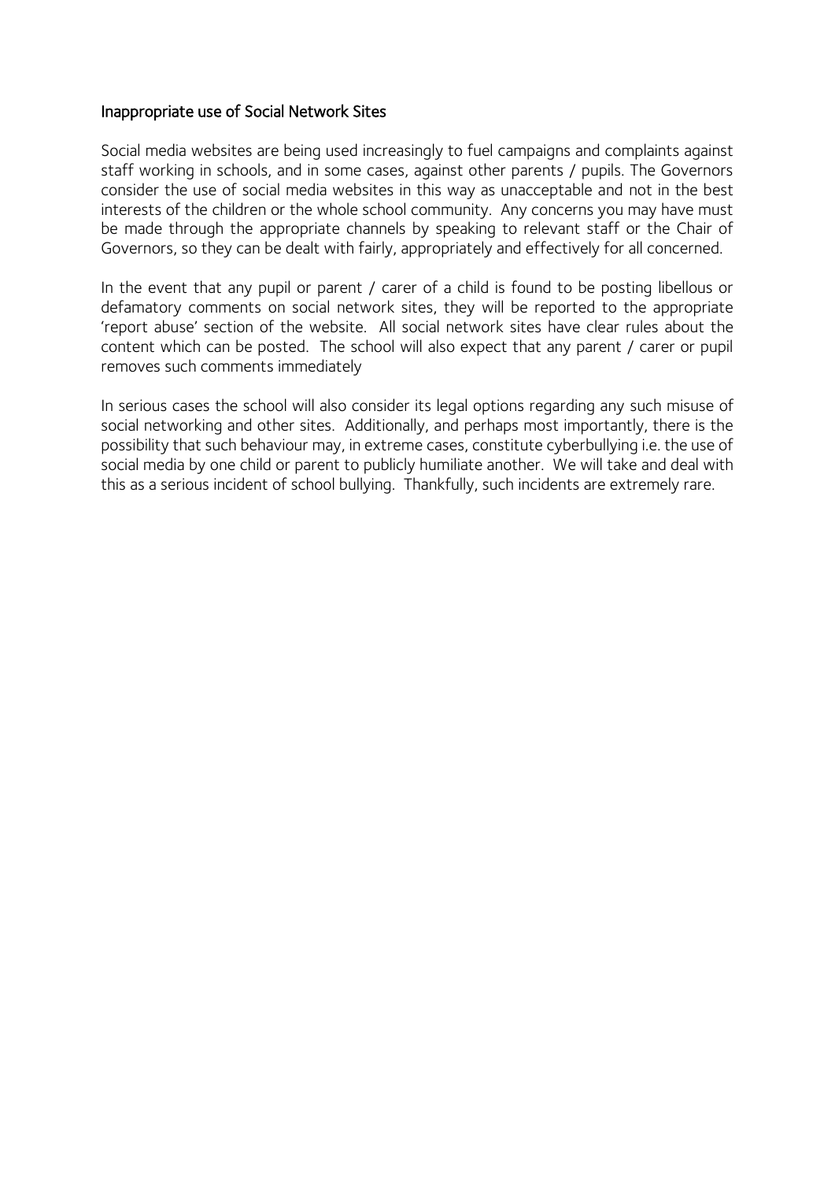## Inappropriate use of Social Network Sites

Social media websites are being used increasingly to fuel campaigns and complaints against staff working in schools, and in some cases, against other parents / pupils. The Governors consider the use of social media websites in this way as unacceptable and not in the best interests of the children or the whole school community. Any concerns you may have must be made through the appropriate channels by speaking to relevant staff or the Chair of Governors, so they can be dealt with fairly, appropriately and effectively for all concerned.

In the event that any pupil or parent / carer of a child is found to be posting libellous or defamatory comments on social network sites, they will be reported to the appropriate 'report abuse' section of the website. All social network sites have clear rules about the content which can be posted. The school will also expect that any parent / carer or pupil removes such comments immediately

In serious cases the school will also consider its legal options regarding any such misuse of social networking and other sites. Additionally, and perhaps most importantly, there is the possibility that such behaviour may, in extreme cases, constitute cyberbullying i.e. the use of social media by one child or parent to publicly humiliate another. We will take and deal with this as a serious incident of school bullying. Thankfully, such incidents are extremely rare.